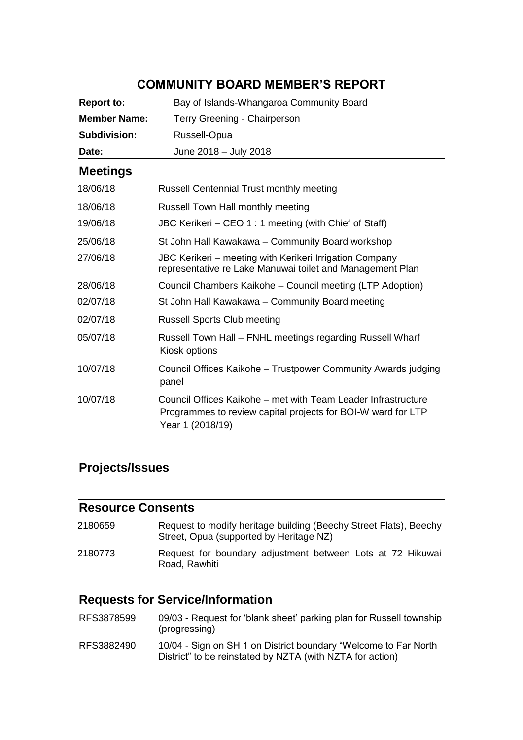# COMMUNITY BOARD MEMBER'S REPORT

| | |
|---|---|
| **Report to:** | Bay of Islands-Whangaroa Community Board |
| **Member Name:** | Terry Greening - Chairperson |
| **Subdivision:** | Russell-Opua |
| **Date:** | June 2018 – July 2018 |

## Meetings

| | |
|---|---|
| 18/06/18 | Russell Centennial Trust monthly meeting |
| 18/06/18 | Russell Town Hall monthly meeting |
| 19/06/18 | JBC Kerikeri – CEO 1 : 1 meeting (with Chief of Staff) |
| 25/06/18 | St John Hall Kawakawa – Community Board workshop |
| 27/06/18 | JBC Kerikeri – meeting with Kerikeri Irrigation Company representative re Lake Manuwai toilet and Management Plan |
| 28/06/18 | Council Chambers Kaikohe – Council meeting (LTP Adoption) |
| 02/07/18 | St John Hall Kawakawa – Community Board meeting |
| 02/07/18 | Russell Sports Club meeting |
| 05/07/18 | Russell Town Hall – FNHL meetings regarding Russell Wharf Kiosk options |
| 10/07/18 | Council Offices Kaikohe – Trustpower Community Awards judging panel |
| 10/07/18 | Council Offices Kaikohe – met with Team Leader Infrastructure Programmes to review capital projects for BOI-W ward for LTP Year 1 (2018/19) |

## Projects/Issues

## Resource Consents

| | |
|---|---|
| 2180659 | Request to modify heritage building (Beechy Street Flats), Beechy Street, Opua (supported by Heritage NZ) |
| 2180773 | Request for boundary adjustment between Lots at 72 Hikuwai Road, Rawhiti |

## Requests for Service/Information

| | |
|---|---|
| RFS3878599 | 09/03 - Request for 'blank sheet' parking plan for Russell township (progressing) |
| RFS3882490 | 10/04 - Sign on SH 1 on District boundary "Welcome to Far North District" to be reinstated by NZTA (with NZTA for action) |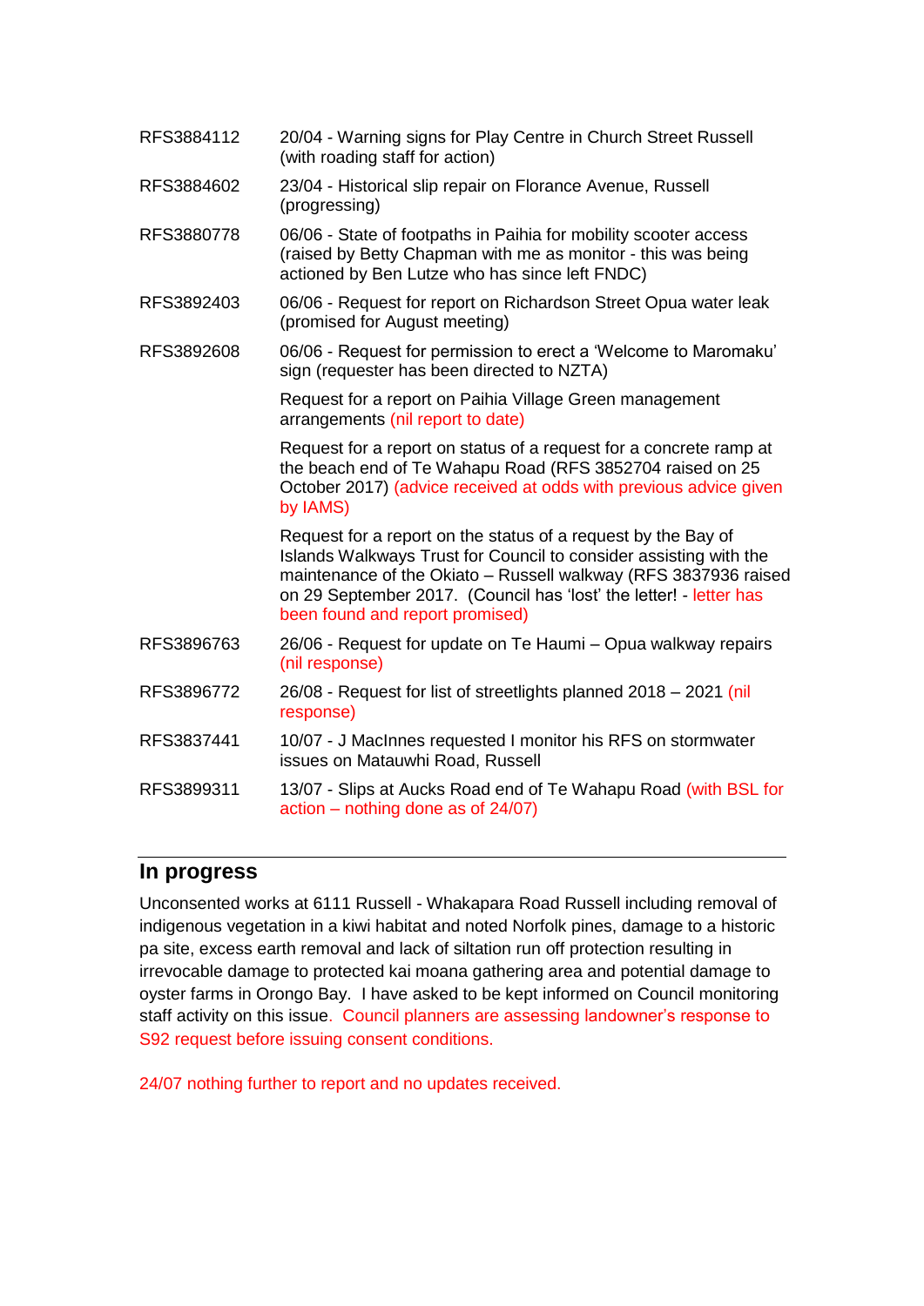| | |
|---|---|
| RFS3884112 | 20/04 - Warning signs for Play Centre in Church Street Russell (with roading staff for action) |
| RFS3884602 | 23/04 - Historical slip repair on Florance Avenue, Russell (progressing) |
| RFS3880778 | 06/06 - State of footpaths in Paihia for mobility scooter access (raised by Betty Chapman with me as monitor - this was being actioned by Ben Lutze who has since left FNDC) |
| RFS3892403 | 06/06 - Request for report on Richardson Street Opua water leak (promised for August meeting) |
| RFS3892608 | 06/06 - Request for permission to erect a 'Welcome to Maromaku' sign (requester has been directed to NZTA) |
| | Request for a report on Paihia Village Green management arrangements (nil report to date) |
| | Request for a report on status of a request for a concrete ramp at the beach end of Te Wahapu Road (RFS 3852704 raised on 25 October 2017) (advice received at odds with previous advice given by IAMS) |
| | Request for a report on the status of a request by the Bay of Islands Walkways Trust for Council to consider assisting with the maintenance of the Okiato – Russell walkway (RFS 3837936 raised on 29 September 2017. (Council has 'lost' the letter! - letter has been found and report promised) |
| RFS3896763 | 26/06 - Request for update on Te Haumi – Opua walkway repairs (nil response) |
| RFS3896772 | 26/08 - Request for list of streetlights planned 2018 – 2021 (nil response) |
| RFS3837441 | 10/07 - J MacInnes requested I monitor his RFS on stormwater issues on Matauwhi Road, Russell |
| RFS3899311 | 13/07 - Slips at Aucks Road end of Te Wahapu Road (with BSL for action – nothing done as of 24/07) |

## In progress

Unconsented works at 6111 Russell - Whakapara Road Russell including removal of indigenous vegetation in a kiwi habitat and noted Norfolk pines, damage to a historic pa site, excess earth removal and lack of siltation run off protection resulting in irrevocable damage to protected kai moana gathering area and potential damage to oyster farms in Orongo Bay. I have asked to be kept informed on Council monitoring staff activity on this issue. Council planners are assessing landowner's response to S92 request before issuing consent conditions.

24/07 nothing further to report and no updates received.